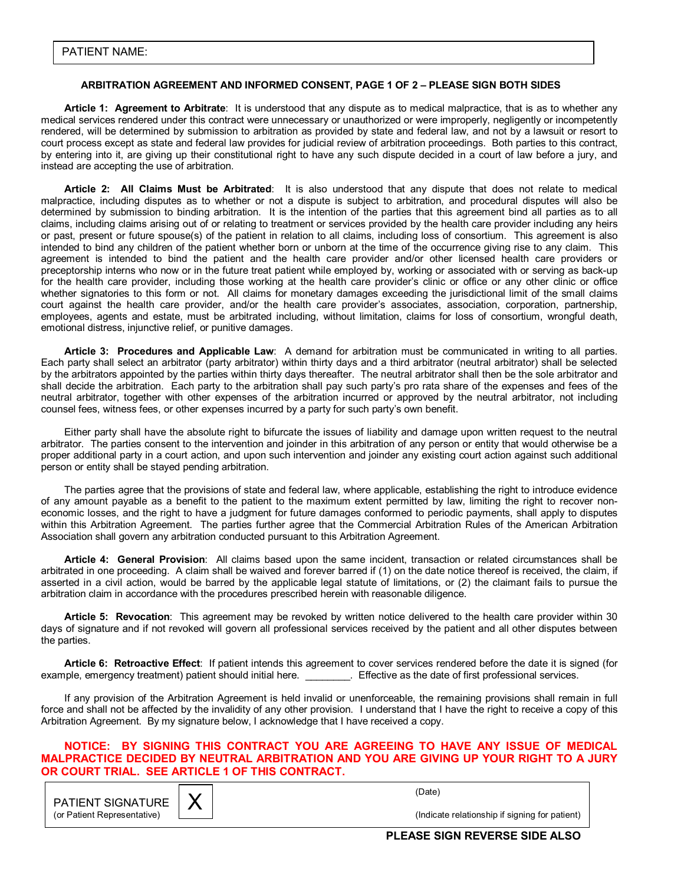PATIENT NAME:

**ARBITRATION AGREEMENT AND INFORMED CONSENT, PAGE 1 OF 2 – PLEASE SIGN BOTH SIDES**

**Article 1: Agreement to Arbitrate**: It is understood that any dispute as to medical malpractice, that is as to whether any medical services rendered under this contract were unnecessary or unauthorized or were improperly, negligently or incompetently rendered, will be determined by submission to arbitration as provided by state and federal law, and not by a lawsuit or resort to court process except as state and federal law provides for judicial review of arbitration proceedings. Both parties to this contract, by entering into it, are giving up their constitutional right to have any such dispute decided in a court of law before a jury, and instead are accepting the use of arbitration.

**Article 2: All Claims Must be Arbitrated**: It is also understood that any dispute that does not relate to medical malpractice, including disputes as to whether or not a dispute is subject to arbitration, and procedural disputes will also be determined by submission to binding arbitration. It is the intention of the parties that this agreement bind all parties as to all claims, including claims arising out of or relating to treatment or services provided by the health care provider including any heirs or past, present or future spouse(s) of the patient in relation to all claims, including loss of consortium. This agreement is also intended to bind any children of the patient whether born or unborn at the time of the occurrence giving rise to any claim. This agreement is intended to bind the patient and the health care provider and/or other licensed health care providers or preceptorship interns who now or in the future treat patient while employed by, working or associated with or serving as back-up for the health care provider, including those working at the health care provider's clinic or office or any other clinic or office whether signatories to this form or not. All claims for monetary damages exceeding the jurisdictional limit of the small claims court against the health care provider, and/or the health care provider's associates, association, corporation, partnership, employees, agents and estate, must be arbitrated including, without limitation, claims for loss of consortium, wrongful death, emotional distress, injunctive relief, or punitive damages.

**Article 3: Procedures and Applicable Law**: A demand for arbitration must be communicated in writing to all parties. Each party shall select an arbitrator (party arbitrator) within thirty days and a third arbitrator (neutral arbitrator) shall be selected by the arbitrators appointed by the parties within thirty days thereafter. The neutral arbitrator shall then be the sole arbitrator and shall decide the arbitration. Each party to the arbitration shall pay such party's pro rata share of the expenses and fees of the neutral arbitrator, together with other expenses of the arbitration incurred or approved by the neutral arbitrator, not including counsel fees, witness fees, or other expenses incurred by a party for such party's own benefit.

Either party shall have the absolute right to bifurcate the issues of liability and damage upon written request to the neutral arbitrator. The parties consent to the intervention and joinder in this arbitration of any person or entity that would otherwise be a proper additional party in a court action, and upon such intervention and joinder any existing court action against such additional person or entity shall be stayed pending arbitration.

The parties agree that the provisions of state and federal law, where applicable, establishing the right to introduce evidence of any amount payable as a benefit to the patient to the maximum extent permitted by law, limiting the right to recover non-economic losses, and the right to have a judgment for future damages conformed to periodic payments, shall apply to disputes within this Arbitration Agreement. The parties further agree that the Commercial Arbitration Rules of the American Arbitration Association shall govern any arbitration conducted pursuant to this Arbitration Agreement.

**Article 4: General Provision**: All claims based upon the same incident, transaction or related circumstances shall be arbitrated in one proceeding. A claim shall be waived and forever barred if (1) on the date notice thereof is received, the claim, if asserted in a civil action, would be barred by the applicable legal statute of limitations, or (2) the claimant fails to pursue the arbitration claim in accordance with the procedures prescribed herein with reasonable diligence.

**Article 5: Revocation**: This agreement may be revoked by written notice delivered to the health care provider within 30 days of signature and if not revoked will govern all professional services received by the patient and all other disputes between the parties.

**Article 6: Retroactive Effect**: If patient intends this agreement to cover services rendered before the date it is signed (for example, emergency treatment) patient should initial here. ________. Effective as the date of first professional services.

If any provision of the Arbitration Agreement is held invalid or unenforceable, the remaining provisions shall remain in full force and shall not be affected by the invalidity of any other provision. I understand that I have the right to receive a copy of this Arbitration Agreement. By my signature below, I acknowledge that I have received a copy.

**NOTICE: BY SIGNING THIS CONTRACT YOU ARE AGREEING TO HAVE ANY ISSUE OF MEDICAL MALPRACTICE DECIDED BY NEUTRAL ARBITRATION AND YOU ARE GIVING UP YOUR RIGHT TO A JURY OR COURT TRIAL. SEE ARTICLE 1 OF THIS CONTRACT.**

| PATIENT SIGNATURE (or Patient Representative) | X | (Date) (Indicate relationship if signing for patient) |
|---|---|---|

**PLEASE SIGN REVERSE SIDE ALSO**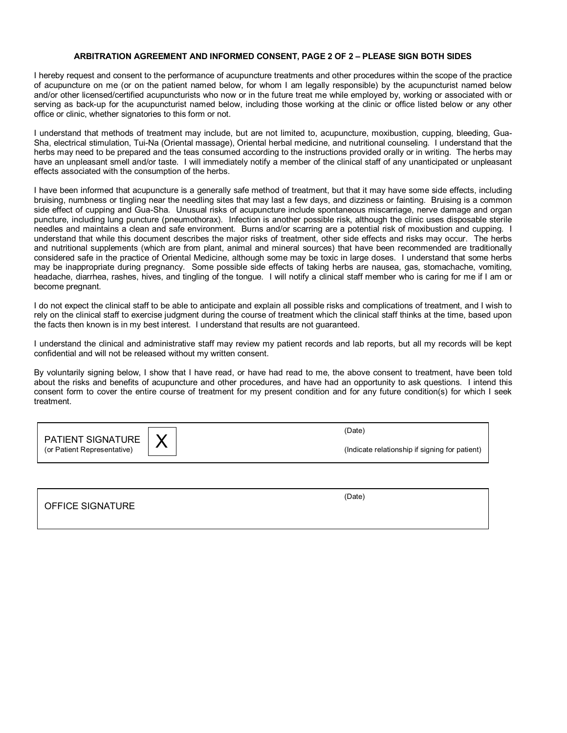**ARBITRATION AGREEMENT AND INFORMED CONSENT, PAGE 2 OF 2 – PLEASE SIGN BOTH SIDES**

I hereby request and consent to the performance of acupuncture treatments and other procedures within the scope of the practice of acupuncture on me (or on the patient named below, for whom I am legally responsible) by the acupuncturist named below and/or other licensed/certified acupuncturists who now or in the future treat me while employed by, working or associated with or serving as back-up for the acupuncturist named below, including those working at the clinic or office listed below or any other office or clinic, whether signatories to this form or not.

I understand that methods of treatment may include, but are not limited to, acupuncture, moxibustion, cupping, bleeding, Gua-Sha, electrical stimulation, Tui-Na (Oriental massage), Oriental herbal medicine, and nutritional counseling. I understand that the herbs may need to be prepared and the teas consumed according to the instructions provided orally or in writing. The herbs may have an unpleasant smell and/or taste. I will immediately notify a member of the clinical staff of any unanticipated or unpleasant effects associated with the consumption of the herbs.

I have been informed that acupuncture is a generally safe method of treatment, but that it may have some side effects, including bruising, numbness or tingling near the needling sites that may last a few days, and dizziness or fainting. Bruising is a common side effect of cupping and Gua-Sha. Unusual risks of acupuncture include spontaneous miscarriage, nerve damage and organ puncture, including lung puncture (pneumothorax). Infection is another possible risk, although the clinic uses disposable sterile needles and maintains a clean and safe environment. Burns and/or scarring are a potential risk of moxibustion and cupping. I understand that while this document describes the major risks of treatment, other side effects and risks may occur. The herbs and nutritional supplements (which are from plant, animal and mineral sources) that have been recommended are traditionally considered safe in the practice of Oriental Medicine, although some may be toxic in large doses. I understand that some herbs may be inappropriate during pregnancy. Some possible side effects of taking herbs are nausea, gas, stomachache, vomiting, headache, diarrhea, rashes, hives, and tingling of the tongue. I will notify a clinical staff member who is caring for me if I am or become pregnant.

I do not expect the clinical staff to be able to anticipate and explain all possible risks and complications of treatment, and I wish to rely on the clinical staff to exercise judgment during the course of treatment which the clinical staff thinks at the time, based upon the facts then known is in my best interest. I understand that results are not guaranteed.

I understand the clinical and administrative staff may review my patient records and lab reports, but all my records will be kept confidential and will not be released without my written consent.

By voluntarily signing below, I show that I have read, or have had read to me, the above consent to treatment, have been told about the risks and benefits of acupuncture and other procedures, and have had an opportunity to ask questions. I intend this consent form to cover the entire course of treatment for my present condition and for any future condition(s) for which I seek treatment.

| | | |
|---|---|---|
| PATIENT SIGNATURE (or Patient Representative) | X | (Date) (Indicate relationship if signing for patient) |

| | |
|---|---|
| OFFICE SIGNATURE | (Date) |